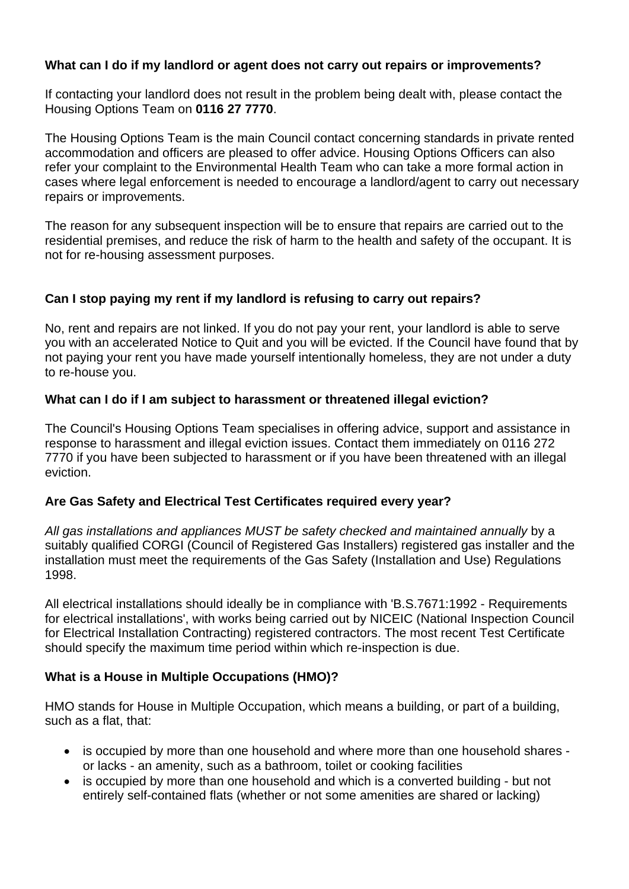**What can I do if my landlord or agent does not carry out repairs or improvements?**

If contacting your landlord does not result in the problem being dealt with, please contact the Housing Options Team on **0116 27 7770**.

The Housing Options Team is the main Council contact concerning standards in private rented accommodation and officers are pleased to offer advice. Housing Options Officers can also refer your complaint to the Environmental Health Team who can take a more formal action in cases where legal enforcement is needed to encourage a landlord/agent to carry out necessary repairs or improvements.

The reason for any subsequent inspection will be to ensure that repairs are carried out to the residential premises, and reduce the risk of harm to the health and safety of the occupant. It is not for re-housing assessment purposes.

**Can I stop paying my rent if my landlord is refusing to carry out repairs?**

No, rent and repairs are not linked. If you do not pay your rent, your landlord is able to serve you with an accelerated Notice to Quit and you will be evicted. If the Council have found that by not paying your rent you have made yourself intentionally homeless, they are not under a duty to re-house you.

**What can I do if I am subject to harassment or threatened illegal eviction?**

The Council's Housing Options Team specialises in offering advice, support and assistance in response to harassment and illegal eviction issues. Contact them immediately on 0116 272 7770 if you have been subjected to harassment or if you have been threatened with an illegal eviction.

**Are Gas Safety and Electrical Test Certificates required every year?**

*All gas installations and appliances MUST be safety checked and maintained annually* by a suitably qualified CORGI (Council of Registered Gas Installers) registered gas installer and the installation must meet the requirements of the Gas Safety (Installation and Use) Regulations 1998.

All electrical installations should ideally be in compliance with 'B.S.7671:1992 - Requirements for electrical installations', with works being carried out by NICEIC (National Inspection Council for Electrical Installation Contracting) registered contractors. The most recent Test Certificate should specify the maximum time period within which re-inspection is due.

**What is a House in Multiple Occupations (HMO)?**

HMO stands for House in Multiple Occupation, which means a building, or part of a building, such as a flat, that:

- is occupied by more than one household and where more than one household shares - or lacks - an amenity, such as a bathroom, toilet or cooking facilities
- is occupied by more than one household and which is a converted building - but not entirely self-contained flats (whether or not some amenities are shared or lacking)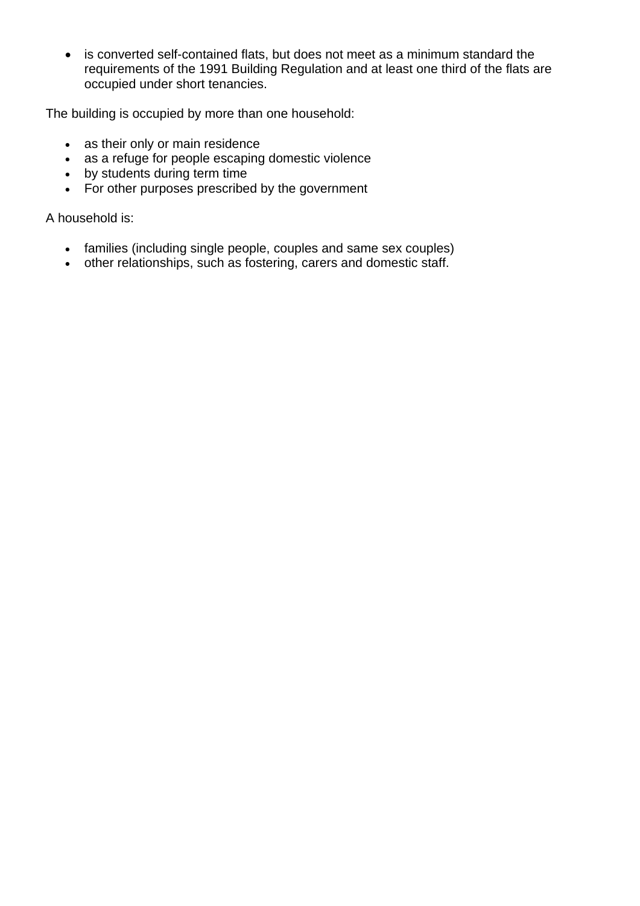- is converted self-contained flats, but does not meet as a minimum standard the requirements of the 1991 Building Regulation and at least one third of the flats are occupied under short tenancies.

The building is occupied by more than one household:

- as their only or main residence
- as a refuge for people escaping domestic violence
- by students during term time
- For other purposes prescribed by the government

A household is:

- families (including single people, couples and same sex couples)
- other relationships, such as fostering, carers and domestic staff.